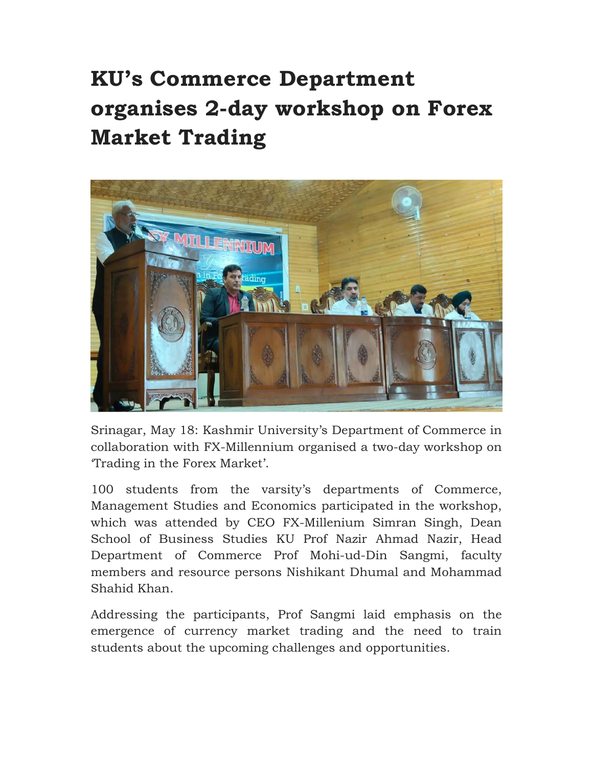# KU's Commerce Department organises 2-day workshop on Forex Market Trading

Srinagar, May 18: Kashmir University's Department of Commerce in collaboration with FX-Millennium organised a two-day workshop on 'Trading in the Forex Market'.

100 students from the varsity's departments of Commerce, Management Studies and Economics participated in the workshop, which was attended by CEO FX-Millenium Simran Singh, Dean School of Business Studies KU Prof Nazir Ahmad Nazir, Head Department of Commerce Prof Mohi-ud-Din Sangmi, faculty members and resource persons Nishikant Dhumal and Mohammad Shahid Khan.

Addressing the participants, Prof Sangmi laid emphasis on the emergence of currency market trading and the need to train students about the upcoming challenges and opportunities.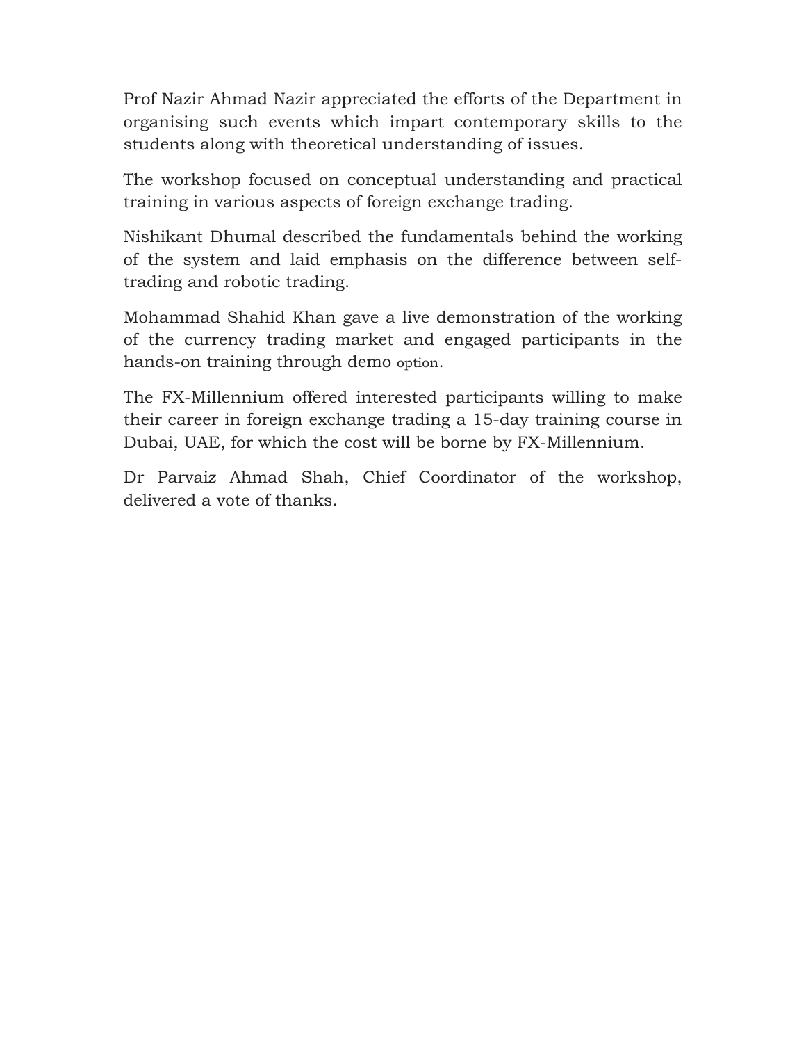Prof Nazir Ahmad Nazir appreciated the efforts of the Department in organising such events which impart contemporary skills to the students along with theoretical understanding of issues.

The workshop focused on conceptual understanding and practical training in various aspects of foreign exchange trading.

Nishikant Dhumal described the fundamentals behind the working of the system and laid emphasis on the difference between self-trading and robotic trading.

Mohammad Shahid Khan gave a live demonstration of the working of the currency trading market and engaged participants in the hands-on training through demo option.

The FX-Millennium offered interested participants willing to make their career in foreign exchange trading a 15-day training course in Dubai, UAE, for which the cost will be borne by FX-Millennium.

Dr Parvaiz Ahmad Shah, Chief Coordinator of the workshop, delivered a vote of thanks.